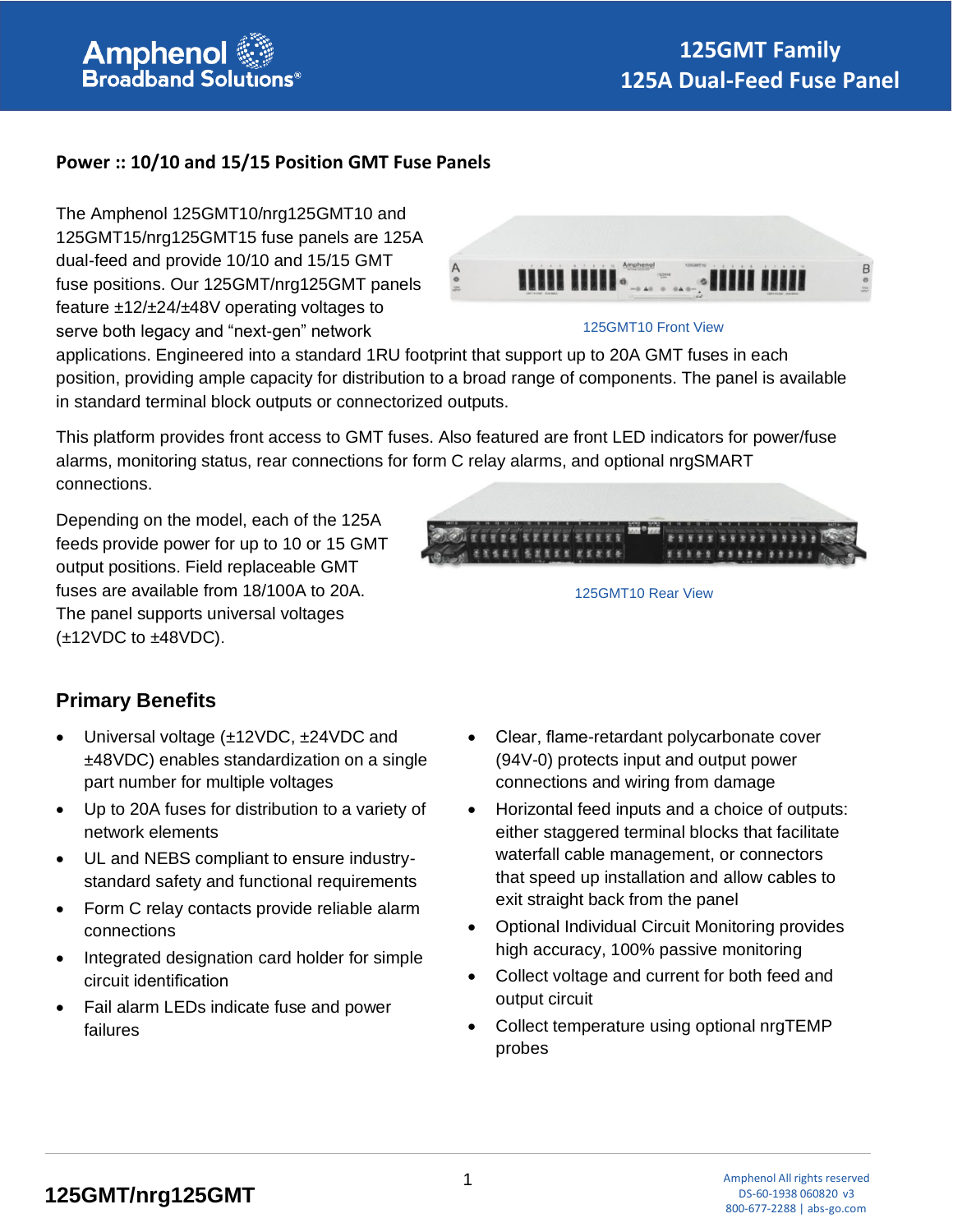# 125GMT Family
# 125A Dual-Feed Fuse Panel

## Power :: 10/10 and 15/15 Position GMT Fuse Panels

The Amphenol 125GMT10/nrg125GMT10 and 125GMT15/nrg125GMT15 fuse panels are 125A dual-feed and provide 10/10 and 15/15 GMT fuse positions. Our 125GMT/nrg125GMT panels feature ±12/±24/±48V operating voltages to serve both legacy and "next-gen" network applications. Engineered into a standard 1RU footprint that support up to 20A GMT fuses in each position, providing ample capacity for distribution to a broad range of components. The panel is available in standard terminal block outputs or connectorized outputs.

125GMT10 Front View

This platform provides front access to GMT fuses. Also featured are front LED indicators for power/fuse alarms, monitoring status, rear connections for form C relay alarms, and optional nrgSMART connections.

Depending on the model, each of the 125A feeds provide power for up to 10 or 15 GMT output positions. Field replaceable GMT fuses are available from 18/100A to 20A. The panel supports universal voltages (±12VDC to ±48VDC).

125GMT10 Rear View

## Primary Benefits

- Universal voltage (±12VDC, ±24VDC and ±48VDC) enables standardization on a single part number for multiple voltages
- Up to 20A fuses for distribution to a variety of network elements
- UL and NEBS compliant to ensure industry-standard safety and functional requirements
- Form C relay contacts provide reliable alarm connections
- Integrated designation card holder for simple circuit identification
- Fail alarm LEDs indicate fuse and power failures
- Clear, flame-retardant polycarbonate cover (94V-0) protects input and output power connections and wiring from damage
- Horizontal feed inputs and a choice of outputs: either staggered terminal blocks that facilitate waterfall cable management, or connectors that speed up installation and allow cables to exit straight back from the panel
- Optional Individual Circuit Monitoring provides high accuracy, 100% passive monitoring
- Collect voltage and current for both feed and output circuit
- Collect temperature using optional nrgTEMP probes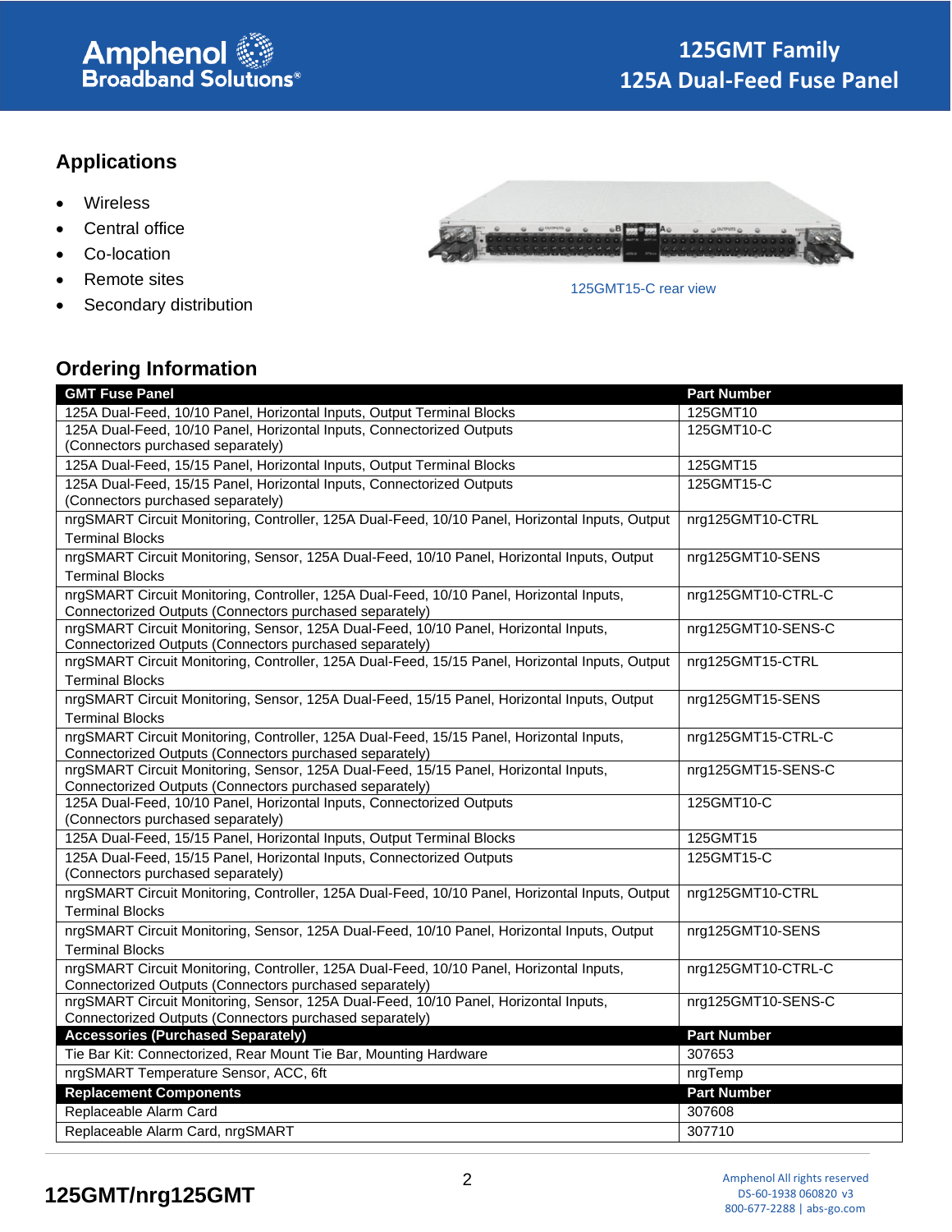## Applications

- Wireless
- Central office
- Co-location
- Remote sites
- Secondary distribution

125GMT15-C rear view

## Ordering Information

| GMT Fuse Panel | Part Number |
|---|---|
| 125A Dual-Feed, 10/10 Panel, Horizontal Inputs, Output Terminal Blocks | 125GMT10 |
| 125A Dual-Feed, 10/10 Panel, Horizontal Inputs, Connectorized Outputs (Connectors purchased separately) | 125GMT10-C |
| 125A Dual-Feed, 15/15 Panel, Horizontal Inputs, Output Terminal Blocks | 125GMT15 |
| 125A Dual-Feed, 15/15 Panel, Horizontal Inputs, Connectorized Outputs (Connectors purchased separately) | 125GMT15-C |
| nrgSMART Circuit Monitoring, Controller, 125A Dual-Feed, 10/10 Panel, Horizontal Inputs, Output Terminal Blocks | nrg125GMT10-CTRL |
| nrgSMART Circuit Monitoring, Sensor, 125A Dual-Feed, 10/10 Panel, Horizontal Inputs, Output Terminal Blocks | nrg125GMT10-SENS |
| nrgSMART Circuit Monitoring, Controller, 125A Dual-Feed, 10/10 Panel, Horizontal Inputs, Connectorized Outputs (Connectors purchased separately) | nrg125GMT10-CTRL-C |
| nrgSMART Circuit Monitoring, Sensor, 125A Dual-Feed, 10/10 Panel, Horizontal Inputs, Connectorized Outputs (Connectors purchased separately) | nrg125GMT10-SENS-C |
| nrgSMART Circuit Monitoring, Controller, 125A Dual-Feed, 15/15 Panel, Horizontal Inputs, Output Terminal Blocks | nrg125GMT15-CTRL |
| nrgSMART Circuit Monitoring, Sensor, 125A Dual-Feed, 15/15 Panel, Horizontal Inputs, Output Terminal Blocks | nrg125GMT15-SENS |
| nrgSMART Circuit Monitoring, Controller, 125A Dual-Feed, 15/15 Panel, Horizontal Inputs, Connectorized Outputs (Connectors purchased separately) | nrg125GMT15-CTRL-C |
| nrgSMART Circuit Monitoring, Sensor, 125A Dual-Feed, 15/15 Panel, Horizontal Inputs, Connectorized Outputs (Connectors purchased separately) | nrg125GMT15-SENS-C |
| 125A Dual-Feed, 10/10 Panel, Horizontal Inputs, Connectorized Outputs (Connectors purchased separately) | 125GMT10-C |
| 125A Dual-Feed, 15/15 Panel, Horizontal Inputs, Output Terminal Blocks | 125GMT15 |
| 125A Dual-Feed, 15/15 Panel, Horizontal Inputs, Connectorized Outputs (Connectors purchased separately) | 125GMT15-C |
| nrgSMART Circuit Monitoring, Controller, 125A Dual-Feed, 10/10 Panel, Horizontal Inputs, Output Terminal Blocks | nrg125GMT10-CTRL |
| nrgSMART Circuit Monitoring, Sensor, 125A Dual-Feed, 10/10 Panel, Horizontal Inputs, Output Terminal Blocks | nrg125GMT10-SENS |
| nrgSMART Circuit Monitoring, Controller, 125A Dual-Feed, 10/10 Panel, Horizontal Inputs, Connectorized Outputs (Connectors purchased separately) | nrg125GMT10-CTRL-C |
| nrgSMART Circuit Monitoring, Sensor, 125A Dual-Feed, 10/10 Panel, Horizontal Inputs, Connectorized Outputs (Connectors purchased separately) | nrg125GMT10-SENS-C |
| **Accessories (Purchased Separately)** | **Part Number** |
| Tie Bar Kit: Connectorized, Rear Mount Tie Bar, Mounting Hardware | 307653 |
| nrgSMART Temperature Sensor, ACC, 6ft | nrgTemp |
| **Replacement Components** | **Part Number** |
| Replaceable Alarm Card | 307608 |
| Replaceable Alarm Card, nrgSMART | 307710 |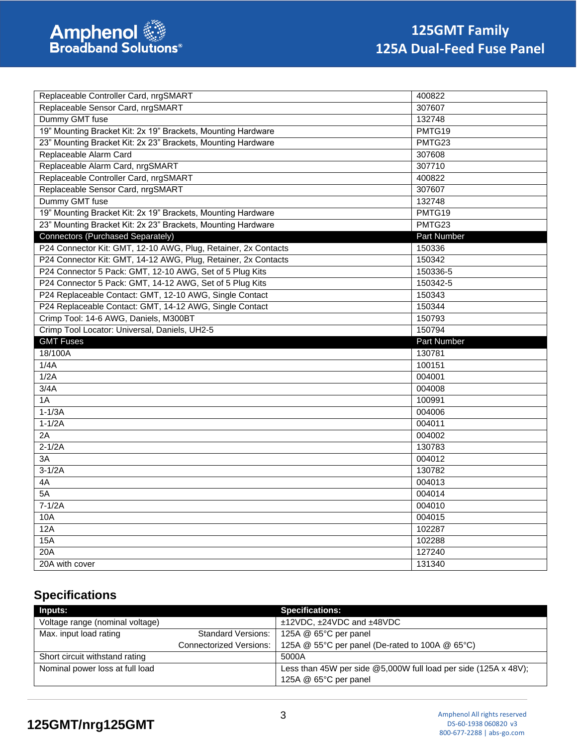| | |
|---|---|
| Replaceable Controller Card, nrgSMART | 400822 |
| Replaceable Sensor Card, nrgSMART | 307607 |
| Dummy GMT fuse | 132748 |
| 19" Mounting Bracket Kit: 2x 19" Brackets, Mounting Hardware | PMTG19 |
| 23" Mounting Bracket Kit: 2x 23" Brackets, Mounting Hardware | PMTG23 |
| Replaceable Alarm Card | 307608 |
| Replaceable Alarm Card, nrgSMART | 307710 |
| Replaceable Controller Card, nrgSMART | 400822 |
| Replaceable Sensor Card, nrgSMART | 307607 |
| Dummy GMT fuse | 132748 |
| 19" Mounting Bracket Kit: 2x 19" Brackets, Mounting Hardware | PMTG19 |
| 23" Mounting Bracket Kit: 2x 23" Brackets, Mounting Hardware | PMTG23 |
| **Connectors (Purchased Separately)** | **Part Number** |
| P24 Connector Kit: GMT, 12-10 AWG, Plug, Retainer, 2x Contacts | 150336 |
| P24 Connector Kit: GMT, 14-12 AWG, Plug, Retainer, 2x Contacts | 150342 |
| P24 Connector 5 Pack: GMT, 12-10 AWG, Set of 5 Plug Kits | 150336-5 |
| P24 Connector 5 Pack: GMT, 14-12 AWG, Set of 5 Plug Kits | 150342-5 |
| P24 Replaceable Contact: GMT, 12-10 AWG, Single Contact | 150343 |
| P24 Replaceable Contact: GMT, 14-12 AWG, Single Contact | 150344 |
| Crimp Tool: 14-6 AWG, Daniels, M300BT | 150793 |
| Crimp Tool Locator: Universal, Daniels, UH2-5 | 150794 |
| **GMT Fuses** | **Part Number** |
| 18/100A | 130781 |
| 1/4A | 100151 |
| 1/2A | 004001 |
| 3/4A | 004008 |
| 1A | 100991 |
| 1-1/3A | 004006 |
| 1-1/2A | 004011 |
| 2A | 004002 |
| 2-1/2A | 130783 |
| 3A | 004012 |
| 3-1/2A | 130782 |
| 4A | 004013 |
| 5A | 004014 |
| 7-1/2A | 004010 |
| 10A | 004015 |
| 12A | 102287 |
| 15A | 102288 |
| 20A | 127240 |
| 20A with cover | 131340 |

## Specifications

| Inputs: | | Specifications: |
|---|---|---|
| Voltage range (nominal voltage) | | ±12VDC, ±24VDC and ±48VDC |
| Max. input load rating | Standard Versions: | 125A @ 65°C per panel |
| | Connectorized Versions: | 125A @ 55°C per panel (De-rated to 100A @ 65°C) |
| Short circuit withstand rating | | 5000A |
| Nominal power loss at full load | | Less than 45W per side @5,000W full load per side (125A x 48V); 125A @ 65°C per panel |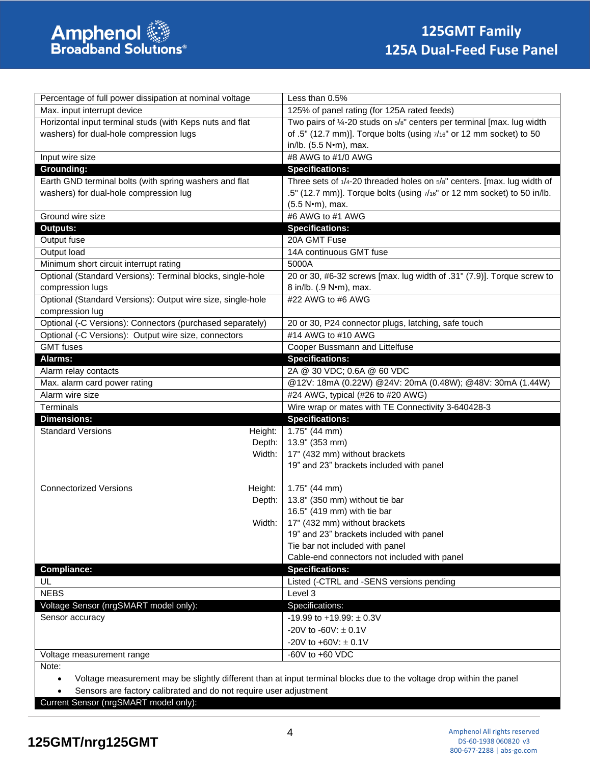| | |
|---|---|
| Percentage of full power dissipation at nominal voltage | Less than 0.5% |
| Max. input interrupt device | 125% of panel rating (for 125A rated feeds) |
| Horizontal input terminal studs (with Keps nuts and flat washers) for dual-hole compression lugs | Two pairs of ¼-20 studs on 5/8" centers per terminal [max. lug width of .5" (12.7 mm)]. Torque bolts (using 7/16" or 12 mm socket) to 50 in/lb. (5.5 N•m), max. |
| Input wire size | #8 AWG to #1/0 AWG |
| **Grounding:** | **Specifications:** |
| Earth GND terminal bolts (with spring washers and flat washers) for dual-hole compression lug | Three sets of 1/4-20 threaded holes on 5/8" centers. [max. lug width of .5" (12.7 mm)]. Torque bolts (using 7/16" or 12 mm socket) to 50 in/lb. (5.5 N•m), max. |
| Ground wire size | #6 AWG to #1 AWG |
| **Outputs:** | **Specifications:** |
| Output fuse | 20A GMT Fuse |
| Output load | 14A continuous GMT fuse |
| Minimum short circuit interrupt rating | 5000A |
| Optional (Standard Versions): Terminal blocks, single-hole compression lugs | 20 or 30, #6-32 screws [max. lug width of .31" (7.9)]. Torque screw to 8 in/lb. (.9 N•m), max. |
| Optional (Standard Versions): Output wire size, single-hole compression lug | #22 AWG to #6 AWG |
| Optional (-C Versions): Connectors (purchased separately) | 20 or 30, P24 connector plugs, latching, safe touch |
| Optional (-C Versions): Output wire size, connectors | #14 AWG to #10 AWG |
| GMT fuses | Cooper Bussmann and Littelfuse |
| **Alarms:** | **Specifications:** |
| Alarm relay contacts | 2A @ 30 VDC; 0.6A @ 60 VDC |
| Max. alarm card power rating | @12V: 18mA (0.22W) @24V: 20mA (0.48W); @48V: 30mA (1.44W) |
| Alarm wire size | #24 AWG, typical (#26 to #20 AWG) |
| Terminals | Wire wrap or mates with TE Connectivity 3-640428-3 |
| **Dimensions:** | **Specifications:** |
| Standard Versions — Height: | 1.75" (44 mm) |
| Depth: | 13.9" (353 mm) |
| Width: | 17" (432 mm) without brackets<br>19" and 23" brackets included with panel |
| Connectorized Versions — Height: | 1.75" (44 mm) |
| Depth: | 13.8" (350 mm) without tie bar<br>16.5" (419 mm) with tie bar |
| Width: | 17" (432 mm) without brackets<br>19" and 23" brackets included with panel<br>Tie bar not included with panel<br>Cable-end connectors not included with panel |
| **Compliance:** | **Specifications:** |
| UL | Listed (-CTRL and -SENS versions pending |
| NEBS | Level 3 |
| Voltage Sensor (nrgSMART model only): | Specifications: |
| Sensor accuracy | -19.99 to +19.99: ± 0.3V<br>-20V to -60V: ± 0.1V<br>-20V to +60V: ± 0.1V |
| Voltage measurement range | -60V to +60 VDC |

Note:

- Voltage measurement may be slightly different than at input terminal blocks due to the voltage drop within the panel
- Sensors are factory calibrated and do not require user adjustment

| Current Sensor (nrgSMART model only): | |
|---|---|

125GMT/nrg125GMT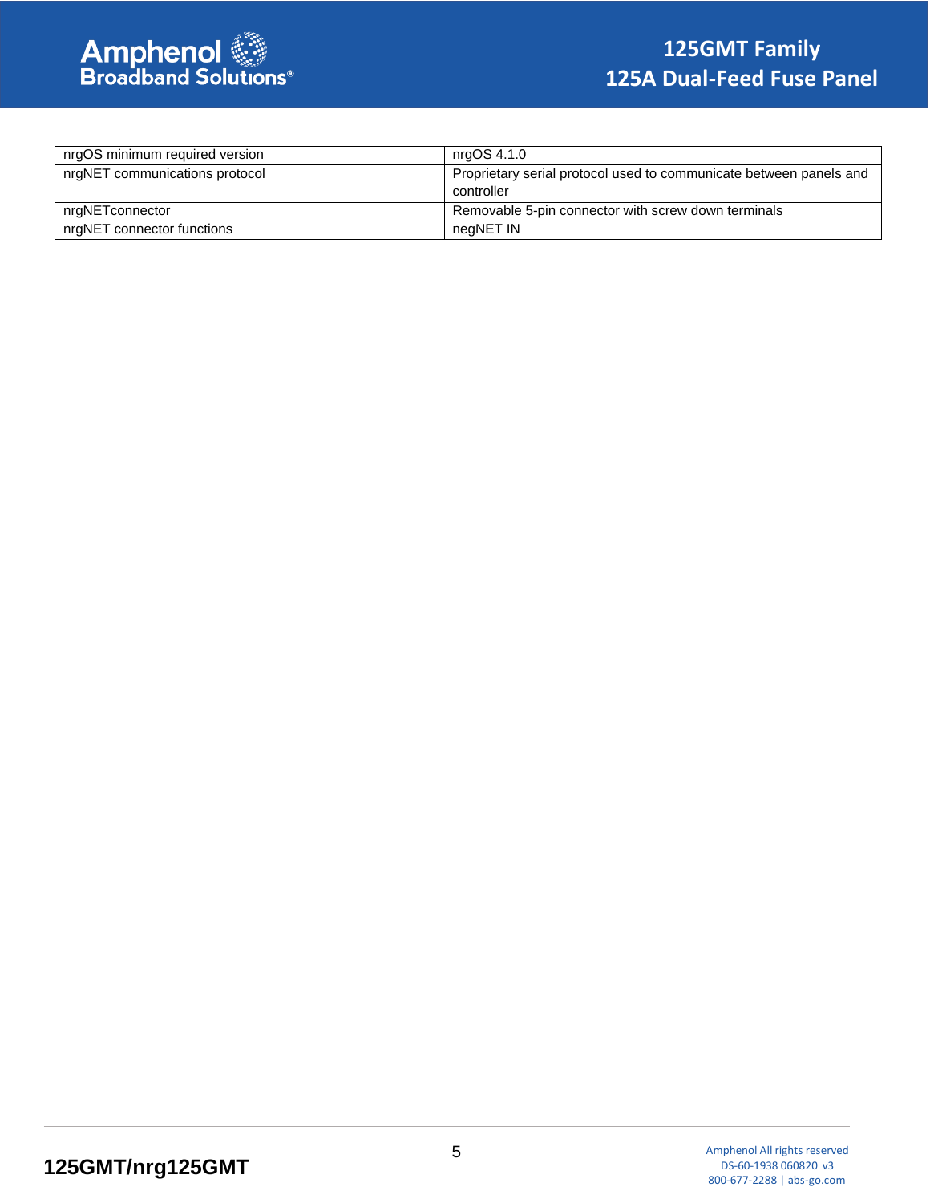| | |
|---|---|
| nrgOS minimum required version | nrgOS 4.1.0 |
| nrgNET communications protocol | Proprietary serial protocol used to communicate between panels and controller |
| nrgNETconnector | Removable 5-pin connector with screw down terminals |
| nrgNET connector functions | negNET IN |